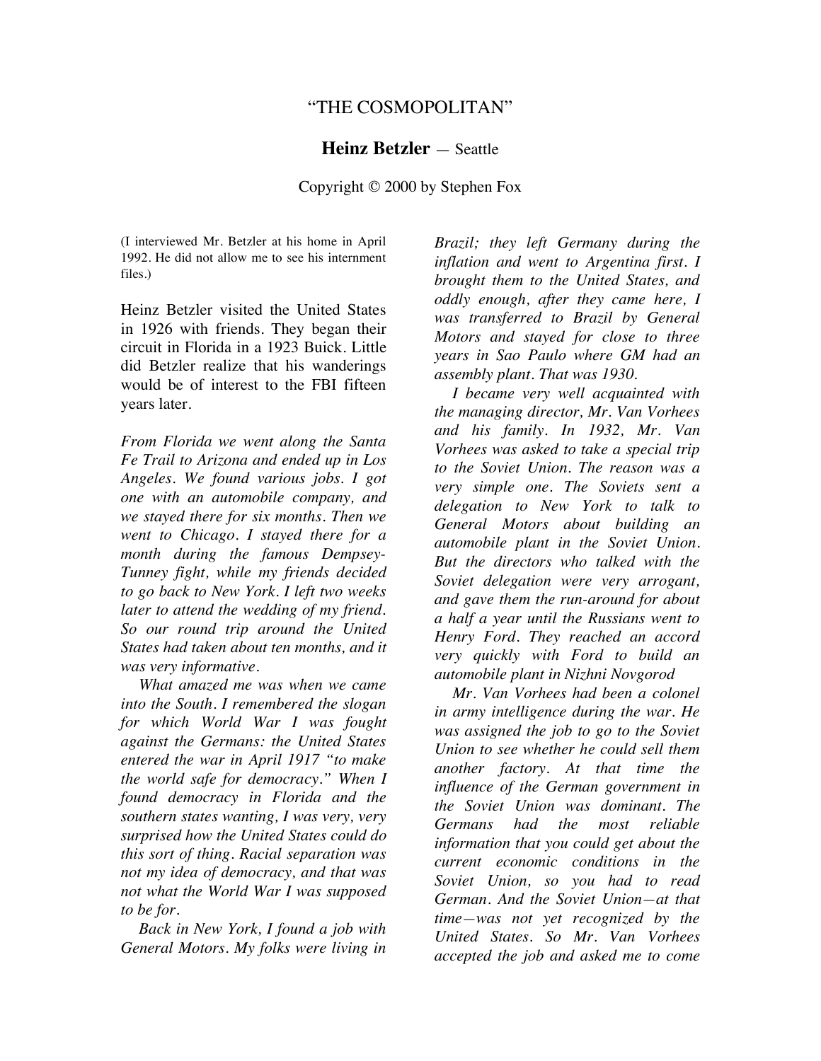# "THE COSMOPOLITAN"

## **Heinz Betzler** — Seattle

Copyright © 2000 by Stephen Fox

(I interviewed Mr. Betzler at his home in April 1992. He did not allow me to see his internment files.)

Heinz Betzler visited the United States in 1926 with friends. They began their circuit in Florida in a 1923 Buick. Little did Betzler realize that his wanderings would be of interest to the FBI fifteen years later.

*From Florida we went along the Santa Fe Trail to Arizona and ended up in Los Angeles. We found various jobs. I got one with an automobile company, and we stayed there for six months. Then we went to Chicago. I stayed there for a month during the famous Dempsey-Tunney fight, while my friends decided to go back to New York. I left two weeks later to attend the wedding of my friend. So our round trip around the United States had taken about ten months, and it was very informative.*

*What amazed me was when we came into the South. I remembered the slogan for which World War I was fought against the Germans: the United States entered the war in April 1917 "to make the world safe for democracy." When I found democracy in Florida and the southern states wanting, I was very, very surprised how the United States could do this sort of thing. Racial separation was not my idea of democracy, and that was not what the World War I was supposed to be for.*

*Back in New York, I found a job with General Motors. My folks were living in Brazil; they left Germany during the inflation and went to Argentina first. I brought them to the United States, and oddly enough, after they came here, I was transferred to Brazil by General Motors and stayed for close to three years in Sao Paulo where GM had an assembly plant. That was 1930.*

*I became very well acquainted with the managing director, Mr. Van Vorhees and his family. In 1932, Mr. Van Vorhees was asked to take a special trip to the Soviet Union. The reason was a very simple one. The Soviets sent a delegation to New York to talk to General Motors about building an automobile plant in the Soviet Union. But the directors who talked with the Soviet delegation were very arrogant, and gave them the run-around for about a half a year until the Russians went to Henry Ford. They reached an accord very quickly with Ford to build an automobile plant in Nizhni Novgorod*

*Mr. Van Vorhees had been a colonel in army intelligence during the war. He was assigned the job to go to the Soviet Union to see whether he could sell them another factory. At that time the influence of the German government in the Soviet Union was dominant. The Germans had the most reliable information that you could get about the current economic conditions in the Soviet Union, so you had to read German. And the Soviet Union—at that time—was not yet recognized by the United States. So Mr. Van Vorhees accepted the job and asked me to come*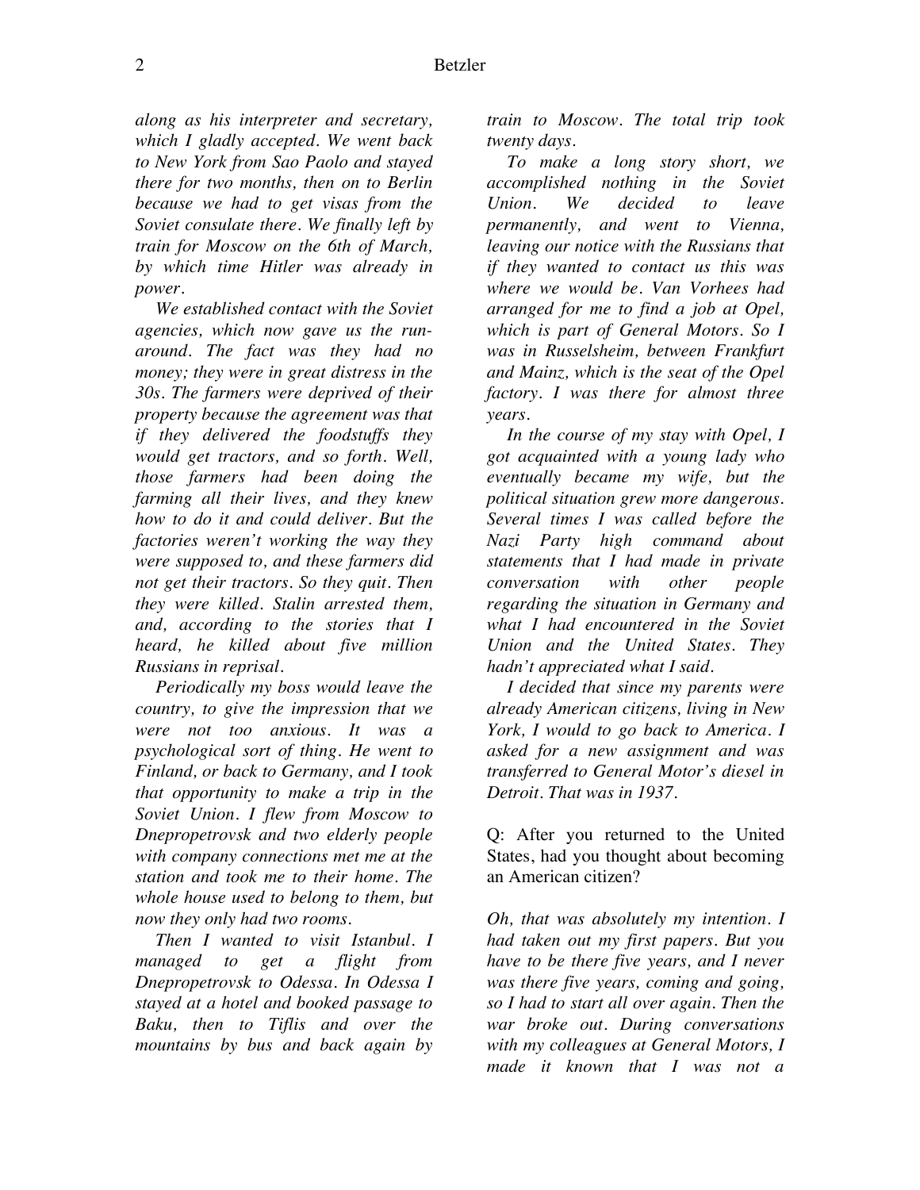*along as his interpreter and secretary, which I gladly accepted. We went back to New York from Sao Paolo and stayed there for two months, then on to Berlin because we had to get visas from the Soviet consulate there. We finally left by train for Moscow on the 6th of March, by which time Hitler was already in power.*

*We established contact with the Soviet agencies, which now gave us the run-around. The fact was they had no money; they were in great distress in the 30s. The farmers were deprived of their property because the agreement was that if they delivered the foodstuffs they would get tractors, and so forth. Well, those farmers had been doing the farming all their lives, and they knew how to do it and could deliver. But the factories weren't working the way they were supposed to, and these farmers did not get their tractors. So they quit. Then they were killed. Stalin arrested them, and, according to the stories that I heard, he killed about five million Russians in reprisal.*

*Periodically my boss would leave the country, to give the impression that we were not too anxious. It was a psychological sort of thing. He went to Finland, or back to Germany, and I took that opportunity to make a trip in the Soviet Union. I flew from Moscow to Dnepropetrovsk and two elderly people with company connections met me at the station and took me to their home. The whole house used to belong to them, but now they only had two rooms.*

*Then I wanted to visit Istanbul. I managed to get a flight from Dnepropetrovsk to Odessa. In Odessa I stayed at a hotel and booked passage to Baku, then to Tiflis and over the mountains by bus and back again by train to Moscow. The total trip took twenty days.*

*To make a long story short, we accomplished nothing in the Soviet Union. We decided to leave permanently, and went to Vienna, leaving our notice with the Russians that if they wanted to contact us this was where we would be. Van Vorhees had arranged for me to find a job at Opel, which is part of General Motors. So I was in Russelsheim, between Frankfurt and Mainz, which is the seat of the Opel factory. I was there for almost three years.*

*In the course of my stay with Opel, I got acquainted with a young lady who eventually became my wife, but the political situation grew more dangerous. Several times I was called before the Nazi Party high command about statements that I had made in private conversation with other people regarding the situation in Germany and what I had encountered in the Soviet Union and the United States. They hadn't appreciated what I said.*

*I decided that since my parents were already American citizens, living in New York, I would to go back to America. I asked for a new assignment and was transferred to General Motor's diesel in Detroit. That was in 1937.*

Q: After you returned to the United States, had you thought about becoming an American citizen?

*Oh, that was absolutely my intention. I had taken out my first papers. But you have to be there five years, and I never was there five years, coming and going, so I had to start all over again. Then the war broke out. During conversations with my colleagues at General Motors, I made it known that I was not a*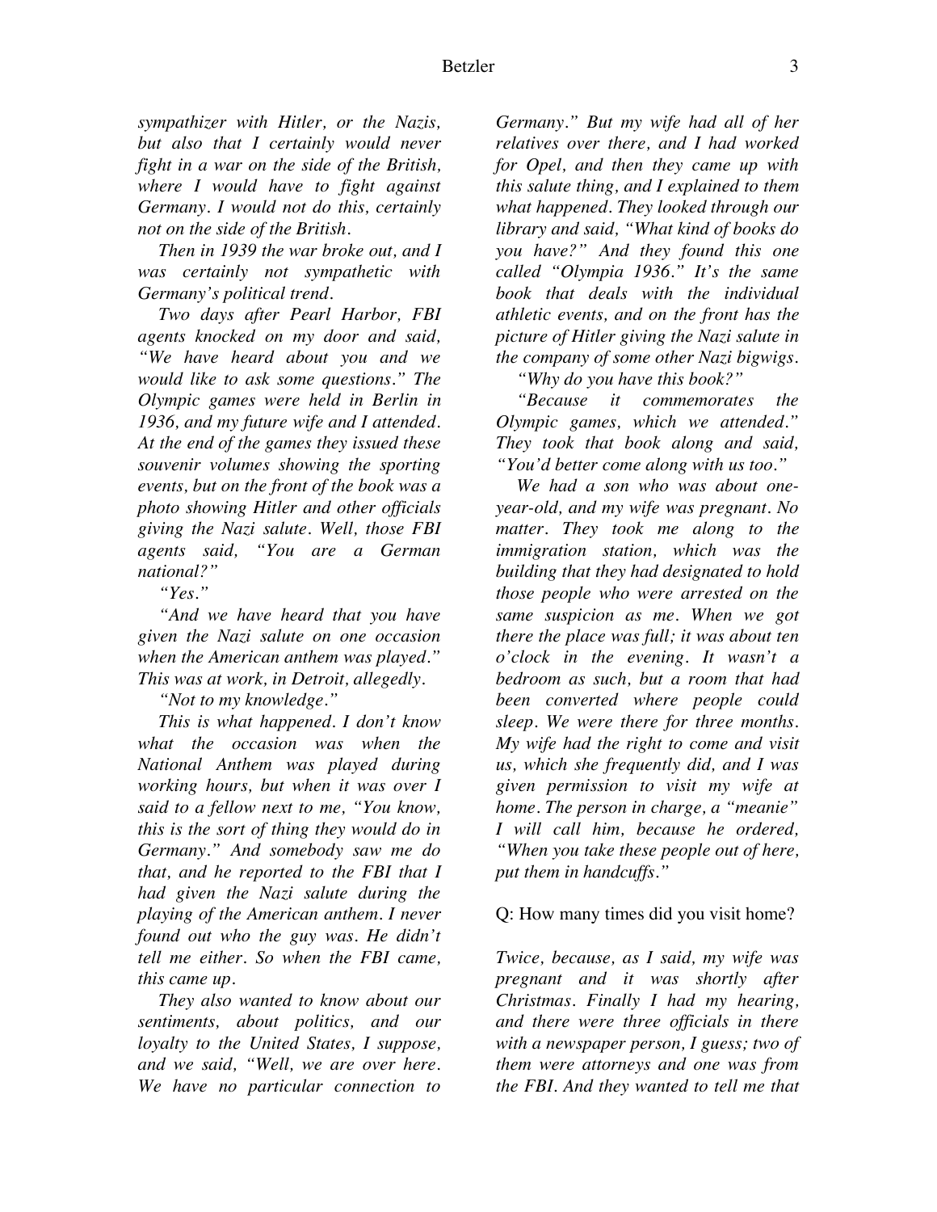*sympathizer with Hitler, or the Nazis, but also that I certainly would never fight in a war on the side of the British, where I would have to fight against Germany. I would not do this, certainly not on the side of the British.*

*Then in 1939 the war broke out, and I was certainly not sympathetic with Germany's political trend.*

*Two days after Pearl Harbor, FBI agents knocked on my door and said, "We have heard about you and we would like to ask some questions." The Olympic games were held in Berlin in 1936, and my future wife and I attended. At the end of the games they issued these souvenir volumes showing the sporting events, but on the front of the book was a photo showing Hitler and other officials giving the Nazi salute. Well, those FBI agents said, "You are a German national?"*

*"Yes."*

*"And we have heard that you have given the Nazi salute on one occasion when the American anthem was played." This was at work, in Detroit, allegedly.*

*"Not to my knowledge."*

*This is what happened. I don't know what the occasion was when the National Anthem was played during working hours, but when it was over I said to a fellow next to me, "You know, this is the sort of thing they would do in Germany." And somebody saw me do that, and he reported to the FBI that I had given the Nazi salute during the playing of the American anthem. I never found out who the guy was. He didn't tell me either. So when the FBI came, this came up.*

*They also wanted to know about our sentiments, about politics, and our loyalty to the United States, I suppose, and we said, "Well, we are over here. We have no particular connection to Germany." But my wife had all of her relatives over there, and I had worked for Opel, and then they came up with this salute thing, and I explained to them what happened. They looked through our library and said, "What kind of books do you have?" And they found this one called "Olympia 1936." It's the same book that deals with the individual athletic events, and on the front has the picture of Hitler giving the Nazi salute in the company of some other Nazi bigwigs.*

*"Why do you have this book?"*

*"Because it commemorates the Olympic games, which we attended." They took that book along and said, "You'd better come along with us too."*

*We had a son who was about one-year-old, and my wife was pregnant. No matter. They took me along to the immigration station, which was the building that they had designated to hold those people who were arrested on the same suspicion as me. When we got there the place was full; it was about ten o'clock in the evening. It wasn't a bedroom as such, but a room that had been converted where people could sleep. We were there for three months. My wife had the right to come and visit us, which she frequently did, and I was given permission to visit my wife at home. The person in charge, a "meanie" I will call him, because he ordered, "When you take these people out of here, put them in handcuffs."*

Q: How many times did you visit home?

*Twice, because, as I said, my wife was pregnant and it was shortly after Christmas. Finally I had my hearing, and there were three officials in there with a newspaper person, I guess; two of them were attorneys and one was from the FBI. And they wanted to tell me that*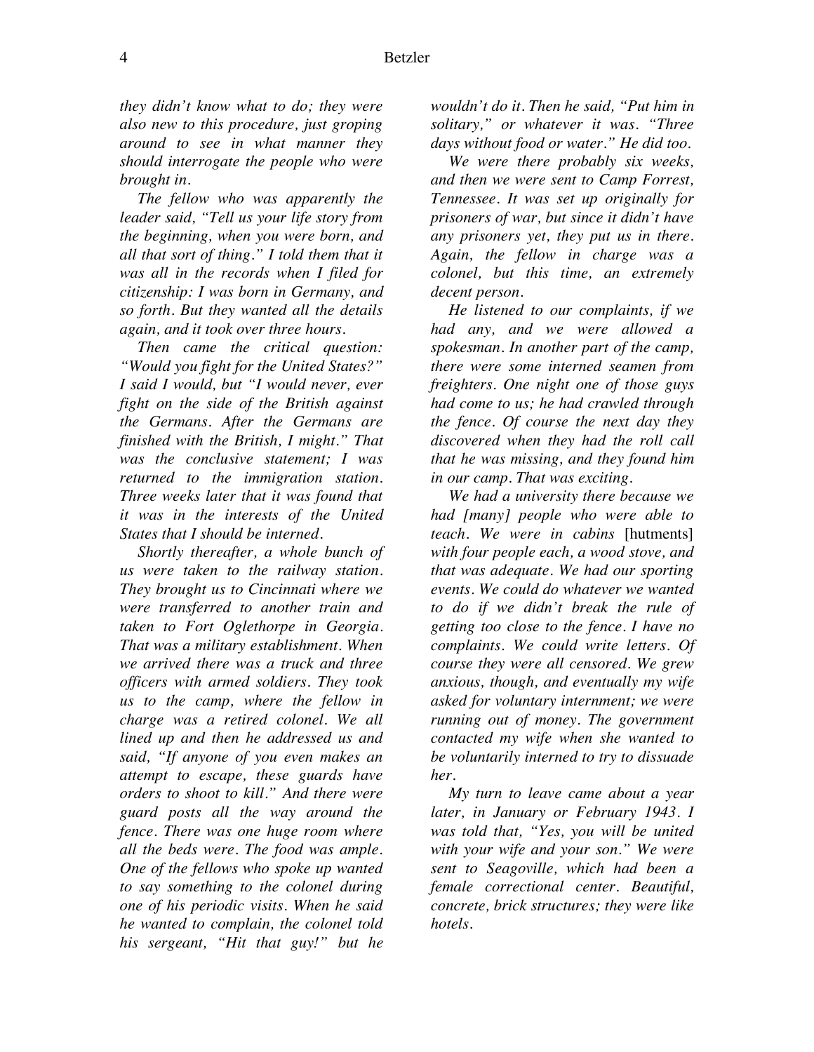*they didn't know what to do; they were also new to this procedure, just groping around to see in what manner they should interrogate the people who were brought in.*

*The fellow who was apparently the leader said, "Tell us your life story from the beginning, when you were born, and all that sort of thing." I told them that it was all in the records when I filed for citizenship: I was born in Germany, and so forth. But they wanted all the details again, and it took over three hours.*

*Then came the critical question: "Would you fight for the United States?" I said I would, but "I would never, ever fight on the side of the British against the Germans. After the Germans are finished with the British, I might." That was the conclusive statement; I was returned to the immigration station. Three weeks later that it was found that it was in the interests of the United States that I should be interned.*

*Shortly thereafter, a whole bunch of us were taken to the railway station. They brought us to Cincinnati where we were transferred to another train and taken to Fort Oglethorpe in Georgia. That was a military establishment. When we arrived there was a truck and three officers with armed soldiers. They took us to the camp, where the fellow in charge was a retired colonel. We all lined up and then he addressed us and said, "If anyone of you even makes an attempt to escape, these guards have orders to shoot to kill." And there were guard posts all the way around the fence. There was one huge room where all the beds were. The food was ample. One of the fellows who spoke up wanted to say something to the colonel during one of his periodic visits. When he said he wanted to complain, the colonel told his sergeant, "Hit that guy!" but he wouldn't do it. Then he said, "Put him in solitary," or whatever it was. "Three days without food or water." He did too.*

*We were there probably six weeks, and then we were sent to Camp Forrest, Tennessee. It was set up originally for prisoners of war, but since it didn't have any prisoners yet, they put us in there. Again, the fellow in charge was a colonel, but this time, an extremely decent person.*

*He listened to our complaints, if we had any, and we were allowed a spokesman. In another part of the camp, there were some interned seamen from freighters. One night one of those guys had come to us; he had crawled through the fence. Of course the next day they discovered when they had the roll call that he was missing, and they found him in our camp. That was exciting.*

*We had a university there because we had [many] people who were able to teach. We were in cabins* [hutments] *with four people each, a wood stove, and that was adequate. We had our sporting events. We could do whatever we wanted to do if we didn't break the rule of getting too close to the fence. I have no complaints. We could write letters. Of course they were all censored. We grew anxious, though, and eventually my wife asked for voluntary internment; we were running out of money. The government contacted my wife when she wanted to be voluntarily interned to try to dissuade her.*

*My turn to leave came about a year later, in January or February 1943. I was told that, "Yes, you will be united with your wife and your son." We were sent to Seagoville, which had been a female correctional center. Beautiful, concrete, brick structures; they were like hotels.*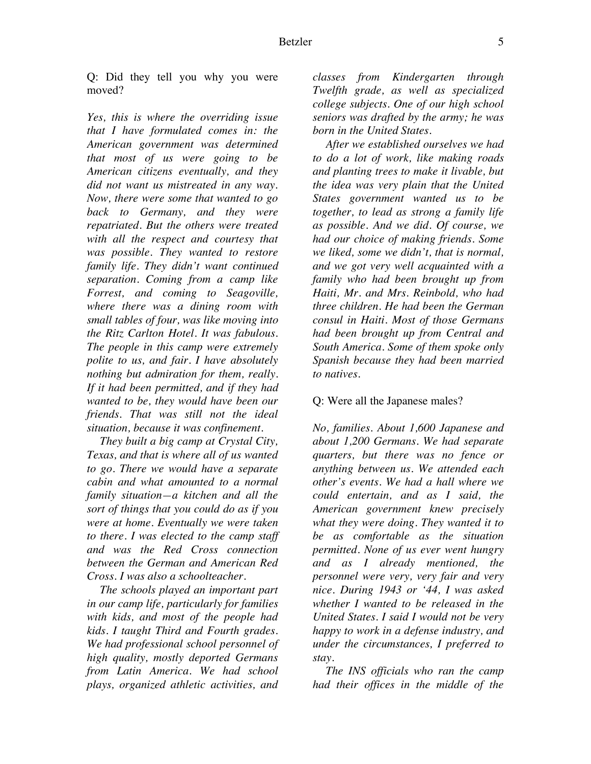Q: Did they tell you why you were moved?

*Yes, this is where the overriding issue that I have formulated comes in: the American government was determined that most of us were going to be American citizens eventually, and they did not want us mistreated in any way. Now, there were some that wanted to go back to Germany, and they were repatriated. But the others were treated with all the respect and courtesy that was possible. They wanted to restore family life. They didn't want continued separation. Coming from a camp like Forrest, and coming to Seagoville, where there was a dining room with small tables of four, was like moving into the Ritz Carlton Hotel. It was fabulous. The people in this camp were extremely polite to us, and fair. I have absolutely nothing but admiration for them, really. If it had been permitted, and if they had wanted to be, they would have been our friends. That was still not the ideal situation, because it was confinement.*

*They built a big camp at Crystal City, Texas, and that is where all of us wanted to go. There we would have a separate cabin and what amounted to a normal family situation—a kitchen and all the sort of things that you could do as if you were at home. Eventually we were taken to there. I was elected to the camp staff and was the Red Cross connection between the German and American Red Cross. I was also a schoolteacher.*

*The schools played an important part in our camp life, particularly for families with kids, and most of the people had kids. I taught Third and Fourth grades. We had professional school personnel of high quality, mostly deported Germans from Latin America. We had school plays, organized athletic activities, and classes from Kindergarten through Twelfth grade, as well as specialized college subjects. One of our high school seniors was drafted by the army; he was born in the United States.*

*After we established ourselves we had to do a lot of work, like making roads and planting trees to make it livable, but the idea was very plain that the United States government wanted us to be together, to lead as strong a family life as possible. And we did. Of course, we had our choice of making friends. Some we liked, some we didn't, that is normal, and we got very well acquainted with a family who had been brought up from Haiti, Mr. and Mrs. Reinbold, who had three children. He had been the German consul in Haiti. Most of those Germans had been brought up from Central and South America. Some of them spoke only Spanish because they had been married to natives.*

Q: Were all the Japanese males?

*No, families. About 1,600 Japanese and about 1,200 Germans. We had separate quarters, but there was no fence or anything between us. We attended each other's events. We had a hall where we could entertain, and as I said, the American government knew precisely what they were doing. They wanted it to be as comfortable as the situation permitted. None of us ever went hungry and as I already mentioned, the personnel were very, very fair and very nice. During 1943 or '44, I was asked whether I wanted to be released in the United States. I said I would not be very happy to work in a defense industry, and under the circumstances, I preferred to stay.*

*The INS officials who ran the camp had their offices in the middle of the*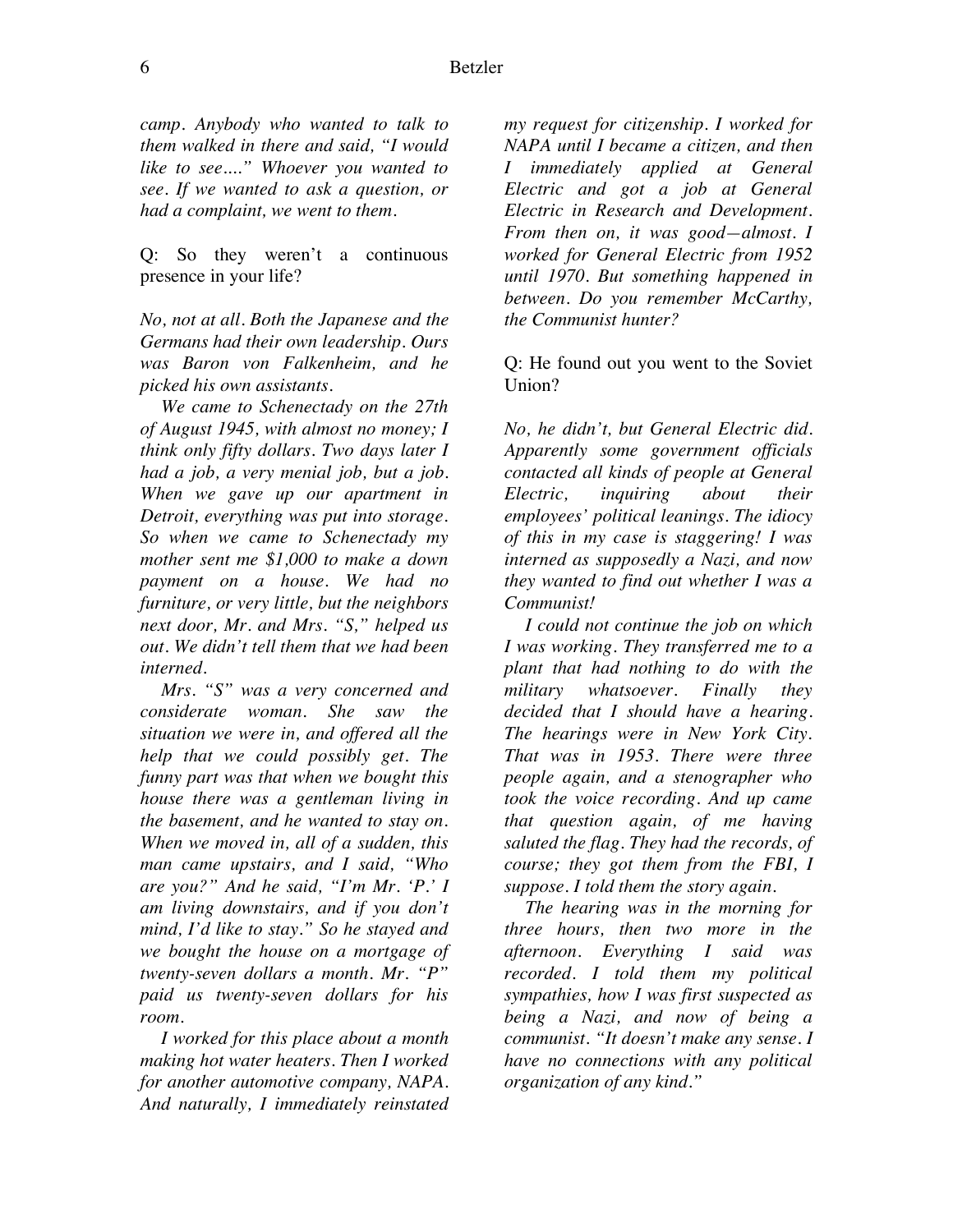*camp. Anybody who wanted to talk to them walked in there and said, "I would like to see…." Whoever you wanted to see. If we wanted to ask a question, or had a complaint, we went to them.*

Q: So they weren't a continuous presence in your life?

*No, not at all. Both the Japanese and the Germans had their own leadership. Ours was Baron von Falkenheim, and he picked his own assistants.*

*We came to Schenectady on the 27th of August 1945, with almost no money; I think only fifty dollars. Two days later I had a job, a very menial job, but a job. When we gave up our apartment in Detroit, everything was put into storage. So when we came to Schenectady my mother sent me $1,000 to make a down payment on a house. We had no furniture, or very little, but the neighbors next door, Mr. and Mrs. "S," helped us out. We didn't tell them that we had been interned.*

*Mrs. "S" was a very concerned and considerate woman. She saw the situation we were in, and offered all the help that we could possibly get. The funny part was that when we bought this house there was a gentleman living in the basement, and he wanted to stay on. When we moved in, all of a sudden, this man came upstairs, and I said, "Who are you?" And he said, "I'm Mr. 'P.' I am living downstairs, and if you don't mind, I'd like to stay." So he stayed and we bought the house on a mortgage of twenty-seven dollars a month. Mr. "P" paid us twenty-seven dollars for his room.*

*I worked for this place about a month making hot water heaters. Then I worked for another automotive company, NAPA. And naturally, I immediately reinstated my request for citizenship. I worked for NAPA until I became a citizen, and then I immediately applied at General Electric and got a job at General Electric in Research and Development. From then on, it was good—almost. I worked for General Electric from 1952 until 1970. But something happened in between. Do you remember McCarthy, the Communist hunter?*

Q: He found out you went to the Soviet Union?

*No, he didn't, but General Electric did. Apparently some government officials contacted all kinds of people at General Electric, inquiring about their employees' political leanings. The idiocy of this in my case is staggering! I was interned as supposedly a Nazi, and now they wanted to find out whether I was a Communist!*

*I could not continue the job on which I was working. They transferred me to a plant that had nothing to do with the military whatsoever. Finally they decided that I should have a hearing. The hearings were in New York City. That was in 1953. There were three people again, and a stenographer who took the voice recording. And up came that question again, of me having saluted the flag. They had the records, of course; they got them from the FBI, I suppose. I told them the story again.*

*The hearing was in the morning for three hours, then two more in the afternoon. Everything I said was recorded. I told them my political sympathies, how I was first suspected as being a Nazi, and now of being a communist. "It doesn't make any sense. I have no connections with any political organization of any kind."*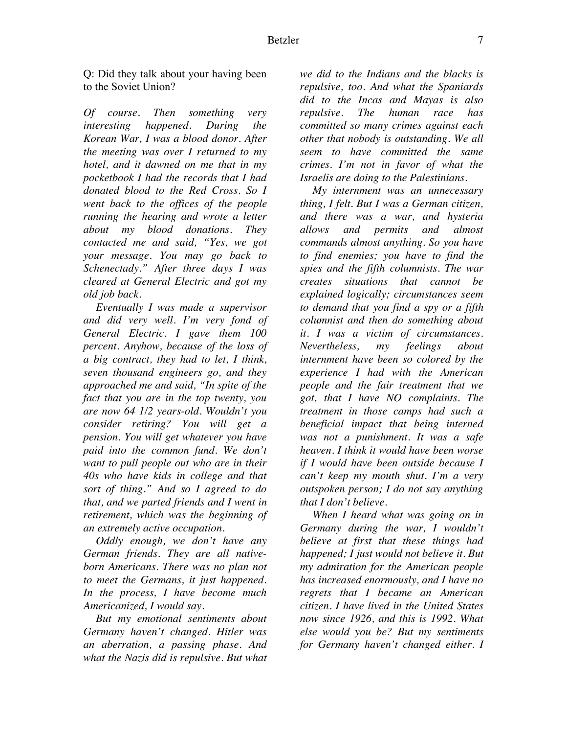Q: Did they talk about your having been to the Soviet Union?

*Of course. Then something very interesting happened. During the Korean War, I was a blood donor. After the meeting was over I returned to my hotel, and it dawned on me that in my pocketbook I had the records that I had donated blood to the Red Cross. So I went back to the offices of the people running the hearing and wrote a letter about my blood donations. They contacted me and said, "Yes, we got your message. You may go back to Schenectady." After three days I was cleared at General Electric and got my old job back.*

*Eventually I was made a supervisor and did very well. I'm very fond of General Electric. I gave them 100 percent. Anyhow, because of the loss of a big contract, they had to let, I think, seven thousand engineers go, and they approached me and said, "In spite of the fact that you are in the top twenty, you are now 64 1/2 years-old. Wouldn't you consider retiring? You will get a pension. You will get whatever you have paid into the common fund. We don't want to pull people out who are in their 40s who have kids in college and that sort of thing." And so I agreed to do that, and we parted friends and I went in retirement, which was the beginning of an extremely active occupation.*

*Oddly enough, we don't have any German friends. They are all native-born Americans. There was no plan not to meet the Germans, it just happened. In the process, I have become much Americanized, I would say.*

*But my emotional sentiments about Germany haven't changed. Hitler was an aberration, a passing phase. And what the Nazis did is repulsive. But what we did to the Indians and the blacks is repulsive, too. And what the Spaniards did to the Incas and Mayas is also repulsive. The human race has committed so many crimes against each other that nobody is outstanding. We all seem to have committed the same crimes. I'm not in favor of what the Israelis are doing to the Palestinians.*

*My internment was an unnecessary thing, I felt. But I was a German citizen, and there was a war, and hysteria allows and permits and almost commands almost anything. So you have to find enemies; you have to find the spies and the fifth columnists. The war creates situations that cannot be explained logically; circumstances seem to demand that you find a spy or a fifth columnist and then do something about it. I was a victim of circumstances. Nevertheless, my feelings about internment have been so colored by the experience I had with the American people and the fair treatment that we got, that I have NO complaints. The treatment in those camps had such a beneficial impact that being interned was not a punishment. It was a safe heaven. I think it would have been worse if I would have been outside because I can't keep my mouth shut. I'm a very outspoken person; I do not say anything that I don't believe.*

*When I heard what was going on in Germany during the war, I wouldn't believe at first that these things had happened; I just would not believe it. But my admiration for the American people has increased enormously, and I have no regrets that I became an American citizen. I have lived in the United States now since 1926, and this is 1992. What else would you be? But my sentiments for Germany haven't changed either. I*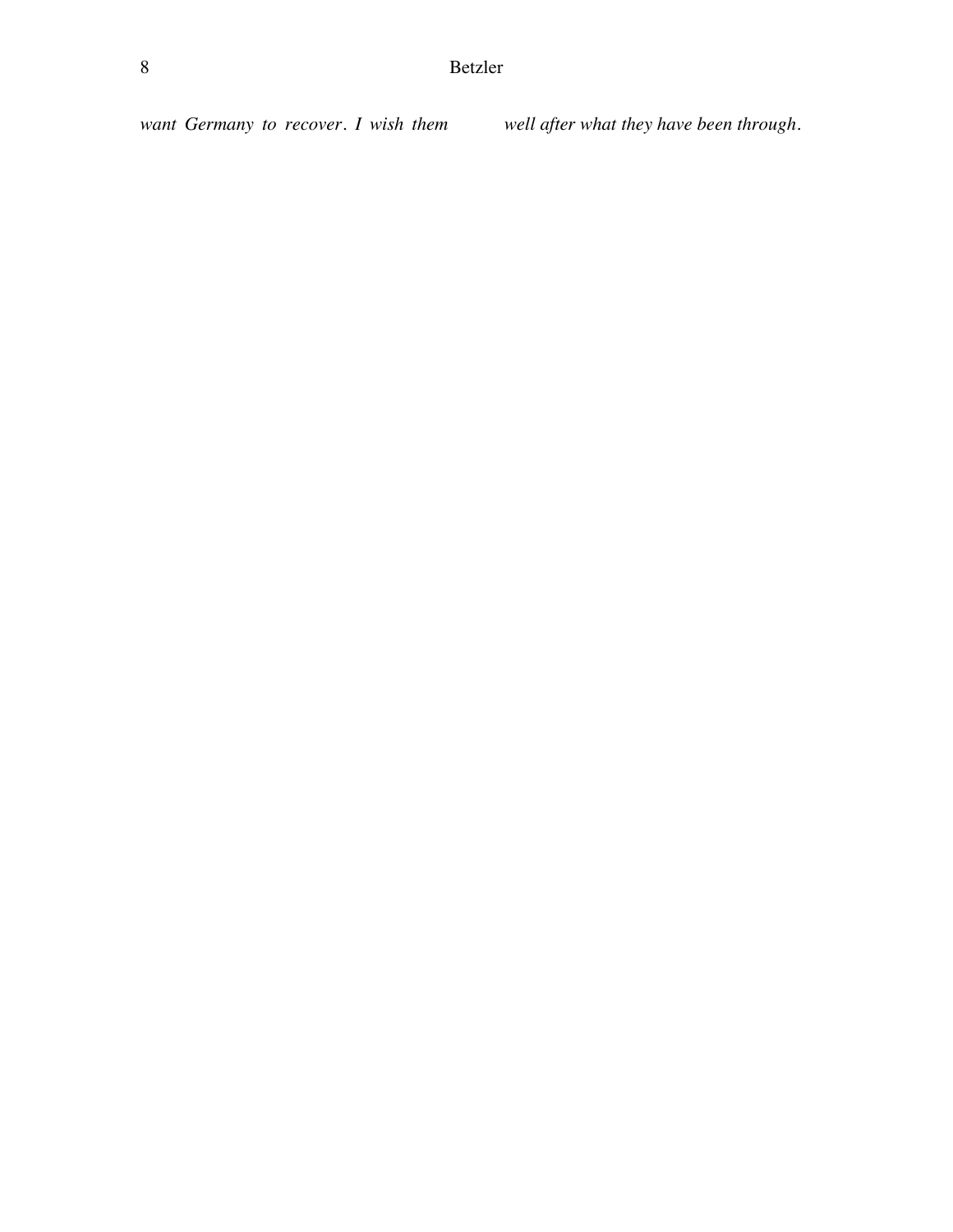*want Germany to recover. I wish them well after what they have been through.*